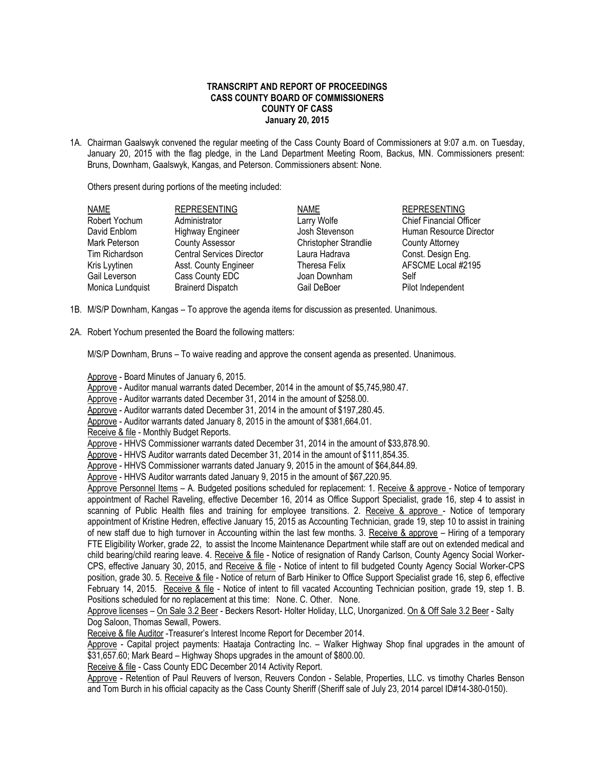**TRANSCRIPT AND REPORT OF PROCEEDINGS**
**CASS COUNTY BOARD OF COMMISSIONERS**
**COUNTY OF CASS**
**January 20, 2015**

1A. Chairman Gaalswyk convened the regular meeting of the Cass County Board of Commissioners at 9:07 a.m. on Tuesday, January 20, 2015 with the flag pledge, in the Land Department Meeting Room, Backus, MN. Commissioners present: Bruns, Downham, Gaalswyk, Kangas, and Peterson. Commissioners absent: None.

Others present during portions of the meeting included:

| NAME | REPRESENTING | NAME | REPRESENTING |
|---|---|---|---|
| Robert Yochum | Administrator | Larry Wolfe | Chief Financial Officer |
| David Enblom | Highway Engineer | Josh Stevenson | Human Resource Director |
| Mark Peterson | County Assessor | Christopher Strandlie | County Attorney |
| Tim Richardson | Central Services Director | Laura Hadrava | Const. Design Eng. |
| Kris Lyytinen | Asst. County Engineer | Theresa Felix | AFSCME Local #2195 |
| Gail Leverson | Cass County EDC | Joan Downham | Self |
| Monica Lundquist | Brainerd Dispatch | Gail DeBoer | Pilot Independent |

1B. M/S/P Downham, Kangas – To approve the agenda items for discussion as presented. Unanimous.

2A. Robert Yochum presented the Board the following matters:

M/S/P Downham, Bruns – To waive reading and approve the consent agenda as presented. Unanimous.

Approve - Board Minutes of January 6, 2015.
Approve - Auditor manual warrants dated December, 2014 in the amount of $5,745,980.47.
Approve - Auditor warrants dated December 31, 2014 in the amount of $258.00.
Approve - Auditor warrants dated December 31, 2014 in the amount of $197,280.45.
Approve - Auditor warrants dated January 8, 2015 in the amount of $381,664.01.
Receive & file - Monthly Budget Reports.
Approve - HHVS Commissioner warrants dated December 31, 2014 in the amount of $33,878.90.
Approve - HHVS Auditor warrants dated December 31, 2014 in the amount of $111,854.35.
Approve - HHVS Commissioner warrants dated January 9, 2015 in the amount of $64,844.89.
Approve - HHVS Auditor warrants dated January 9, 2015 in the amount of $67,220.95.
Approve Personnel Items – A. Budgeted positions scheduled for replacement: 1. Receive & approve - Notice of temporary appointment of Rachel Raveling, effective December 16, 2014 as Office Support Specialist, grade 16, step 4 to assist in scanning of Public Health files and training for employee transitions. 2. Receive & approve - Notice of temporary appointment of Kristine Hedren, effective January 15, 2015 as Accounting Technician, grade 19, step 10 to assist in training of new staff due to high turnover in Accounting within the last few months. 3. Receive & approve – Hiring of a temporary FTE Eligibility Worker, grade 22, to assist the Income Maintenance Department while staff are out on extended medical and child bearing/child rearing leave. 4. Receive & file - Notice of resignation of Randy Carlson, County Agency Social Worker-CPS, effective January 30, 2015, and Receive & file - Notice of intent to fill budgeted County Agency Social Worker-CPS position, grade 30. 5. Receive & file - Notice of return of Barb Hiniker to Office Support Specialist grade 16, step 6, effective February 14, 2015. Receive & file - Notice of intent to fill vacated Accounting Technician position, grade 19, step 1. B. Positions scheduled for no replacement at this time: None. C. Other. None.
Approve licenses – On Sale 3.2 Beer - Beckers Resort- Holter Holiday, LLC, Unorganized. On & Off Sale 3.2 Beer - Salty Dog Saloon, Thomas Sewall, Powers.
Receive & file Auditor -Treasurer's Interest Income Report for December 2014.
Approve - Capital project payments: Haataja Contracting Inc. – Walker Highway Shop final upgrades in the amount of $31,657.60; Mark Beard – Highway Shops upgrades in the amount of $800.00.
Receive & file - Cass County EDC December 2014 Activity Report.
Approve - Retention of Paul Reuvers of Iverson, Reuvers Condon - Selable, Properties, LLC. vs timothy Charles Benson and Tom Burch in his official capacity as the Cass County Sheriff (Sheriff sale of July 23, 2014 parcel ID#14-380-0150).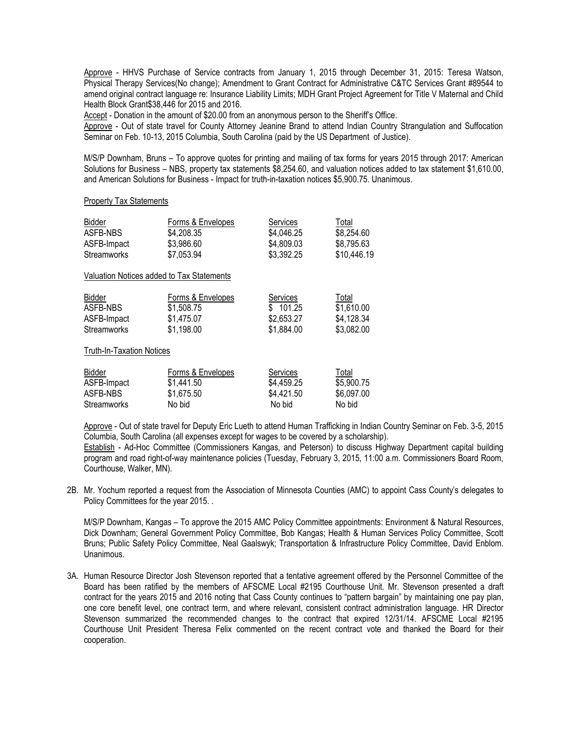Approve - HHVS Purchase of Service contracts from January 1, 2015 through December 31, 2015: Teresa Watson, Physical Therapy Services(No change); Amendment to Grant Contract for Administrative C&TC Services Grant #89544 to amend original contract language re: Insurance Liability Limits; MDH Grant Project Agreement for Title V Maternal and Child Health Block Grant$38,446 for 2015 and 2016.

Accept - Donation in the amount of $20.00 from an anonymous person to the Sheriff's Office.

Approve - Out of state travel for County Attorney Jeanine Brand to attend Indian Country Strangulation and Suffocation Seminar on Feb. 10-13, 2015 Columbia, South Carolina (paid by the US Department of Justice).

M/S/P Downham, Bruns – To approve quotes for printing and mailing of tax forms for years 2015 through 2017: American Solutions for Business – NBS, property tax statements $8,254.60, and valuation notices added to tax statement $1,610.00, and American Solutions for Business - Impact for truth-in-taxation notices $5,900.75. Unanimous.

Property Tax Statements

| Bidder | Forms & Envelopes | Services | Total |
|---|---|---|---|
| ASFB-NBS | $4,208.35 | $4,046.25 | $8,254.60 |
| ASFB-Impact | $3,986.60 | $4,809.03 | $8,795.63 |
| Streamworks | $7,053.94 | $3,392.25 | $10,446.19 |

Valuation Notices added to Tax Statements

| Bidder | Forms & Envelopes | Services | Total |
|---|---|---|---|
| ASFB-NBS | $1,508.75 | $ 101.25 | $1,610.00 |
| ASFB-Impact | $1,475.07 | $2,653.27 | $4,128.34 |
| Streamworks | $1,198.00 | $1,884.00 | $3,082.00 |

Truth-In-Taxation Notices

| Bidder | Forms & Envelopes | Services | Total |
|---|---|---|---|
| ASFB-Impact | $1,441.50 | $4,459.25 | $5,900.75 |
| ASFB-NBS | $1,675.50 | $4,421.50 | $6,097.00 |
| Streamworks | No bid | No bid | No bid |

Approve - Out of state travel for Deputy Eric Lueth to attend Human Trafficking in Indian Country Seminar on Feb. 3-5, 2015 Columbia, South Carolina (all expenses except for wages to be covered by a scholarship).

Establish - Ad-Hoc Committee (Commissioners Kangas, and Peterson) to discuss Highway Department capital building program and road right-of-way maintenance policies (Tuesday, February 3, 2015, 11:00 a.m. Commissioners Board Room, Courthouse, Walker, MN).

2B. Mr. Yochum reported a request from the Association of Minnesota Counties (AMC) to appoint Cass County's delegates to Policy Committees for the year 2015. .

M/S/P Downham, Kangas – To approve the 2015 AMC Policy Committee appointments: Environment & Natural Resources, Dick Downham; General Government Policy Committee, Bob Kangas; Health & Human Services Policy Committee, Scott Bruns; Public Safety Policy Committee, Neal Gaalswyk; Transportation & Infrastructure Policy Committee, David Enblom. Unanimous.

3A. Human Resource Director Josh Stevenson reported that a tentative agreement offered by the Personnel Committee of the Board has been ratified by the members of AFSCME Local #2195 Courthouse Unit. Mr. Stevenson presented a draft contract for the years 2015 and 2016 noting that Cass County continues to "pattern bargain" by maintaining one pay plan, one core benefit level, one contract term, and where relevant, consistent contract administration language. HR Director Stevenson summarized the recommended changes to the contract that expired 12/31/14. AFSCME Local #2195 Courthouse Unit President Theresa Felix commented on the recent contract vote and thanked the Board for their cooperation.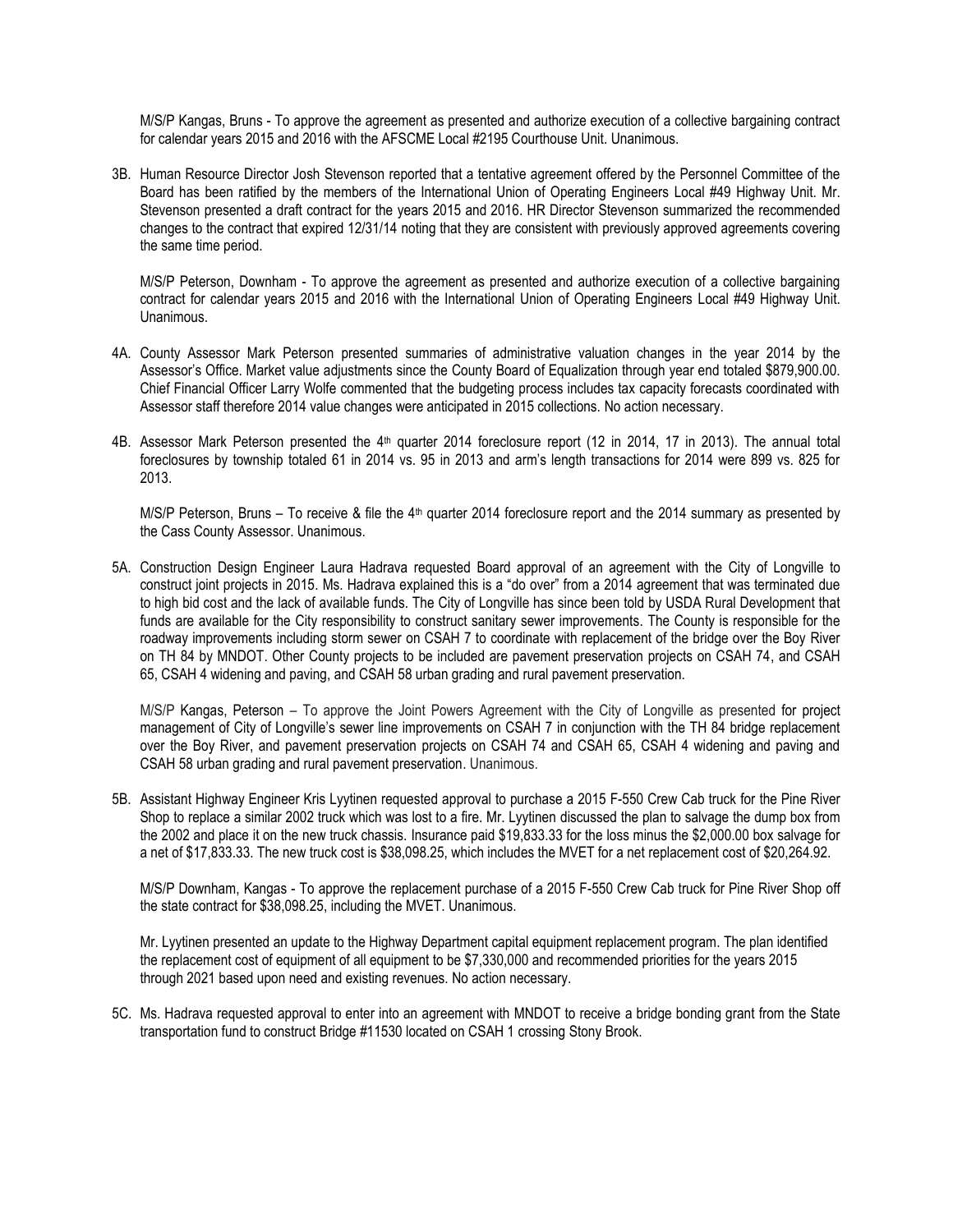M/S/P Kangas, Bruns - To approve the agreement as presented and authorize execution of a collective bargaining contract for calendar years 2015 and 2016 with the AFSCME Local #2195 Courthouse Unit. Unanimous.

3B. Human Resource Director Josh Stevenson reported that a tentative agreement offered by the Personnel Committee of the Board has been ratified by the members of the International Union of Operating Engineers Local #49 Highway Unit. Mr. Stevenson presented a draft contract for the years 2015 and 2016. HR Director Stevenson summarized the recommended changes to the contract that expired 12/31/14 noting that they are consistent with previously approved agreements covering the same time period.

M/S/P Peterson, Downham - To approve the agreement as presented and authorize execution of a collective bargaining contract for calendar years 2015 and 2016 with the International Union of Operating Engineers Local #49 Highway Unit. Unanimous.

4A. County Assessor Mark Peterson presented summaries of administrative valuation changes in the year 2014 by the Assessor's Office. Market value adjustments since the County Board of Equalization through year end totaled $879,900.00. Chief Financial Officer Larry Wolfe commented that the budgeting process includes tax capacity forecasts coordinated with Assessor staff therefore 2014 value changes were anticipated in 2015 collections. No action necessary.

4B. Assessor Mark Peterson presented the 4th quarter 2014 foreclosure report (12 in 2014, 17 in 2013). The annual total foreclosures by township totaled 61 in 2014 vs. 95 in 2013 and arm's length transactions for 2014 were 899 vs. 825 for 2013.

M/S/P Peterson, Bruns – To receive & file the 4th quarter 2014 foreclosure report and the 2014 summary as presented by the Cass County Assessor. Unanimous.

5A. Construction Design Engineer Laura Hadrava requested Board approval of an agreement with the City of Longville to construct joint projects in 2015. Ms. Hadrava explained this is a "do over" from a 2014 agreement that was terminated due to high bid cost and the lack of available funds. The City of Longville has since been told by USDA Rural Development that funds are available for the City responsibility to construct sanitary sewer improvements. The County is responsible for the roadway improvements including storm sewer on CSAH 7 to coordinate with replacement of the bridge over the Boy River on TH 84 by MNDOT. Other County projects to be included are pavement preservation projects on CSAH 74, and CSAH 65, CSAH 4 widening and paving, and CSAH 58 urban grading and rural pavement preservation.

M/S/P Kangas, Peterson – To approve the Joint Powers Agreement with the City of Longville as presented for project management of City of Longville's sewer line improvements on CSAH 7 in conjunction with the TH 84 bridge replacement over the Boy River, and pavement preservation projects on CSAH 74 and CSAH 65, CSAH 4 widening and paving and CSAH 58 urban grading and rural pavement preservation. Unanimous.

5B. Assistant Highway Engineer Kris Lyytinen requested approval to purchase a 2015 F-550 Crew Cab truck for the Pine River Shop to replace a similar 2002 truck which was lost to a fire. Mr. Lyytinen discussed the plan to salvage the dump box from the 2002 and place it on the new truck chassis. Insurance paid $19,833.33 for the loss minus the $2,000.00 box salvage for a net of $17,833.33. The new truck cost is $38,098.25, which includes the MVET for a net replacement cost of $20,264.92.

M/S/P Downham, Kangas - To approve the replacement purchase of a 2015 F-550 Crew Cab truck for Pine River Shop off the state contract for $38,098.25, including the MVET. Unanimous.

Mr. Lyytinen presented an update to the Highway Department capital equipment replacement program. The plan identified the replacement cost of equipment of all equipment to be $7,330,000 and recommended priorities for the years 2015 through 2021 based upon need and existing revenues. No action necessary.

5C. Ms. Hadrava requested approval to enter into an agreement with MNDOT to receive a bridge bonding grant from the State transportation fund to construct Bridge #11530 located on CSAH 1 crossing Stony Brook.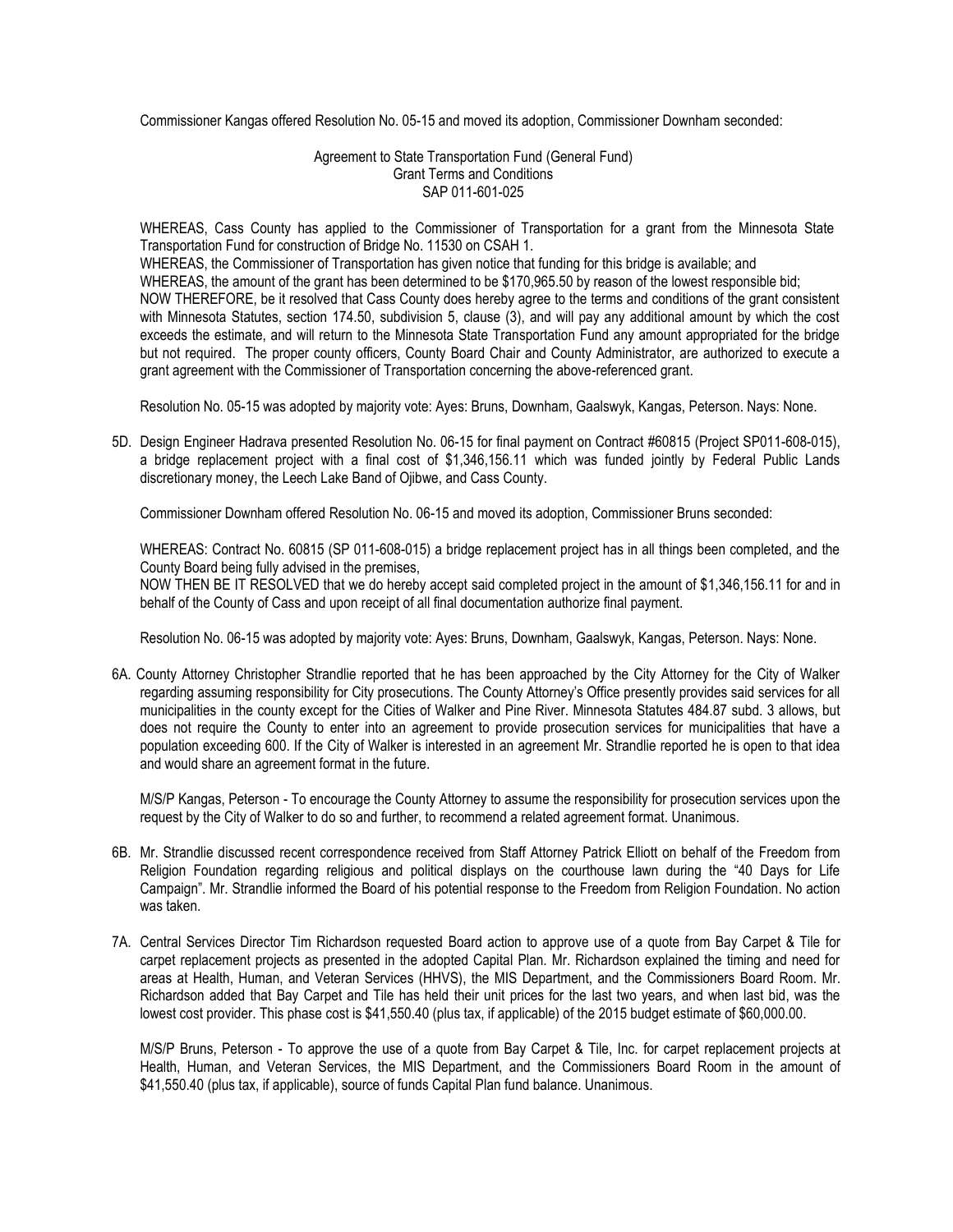Commissioner Kangas offered Resolution No. 05-15 and moved its adoption, Commissioner Downham seconded:

Agreement to State Transportation Fund (General Fund)
Grant Terms and Conditions
SAP 011-601-025

WHEREAS, Cass County has applied to the Commissioner of Transportation for a grant from the Minnesota State Transportation Fund for construction of Bridge No. 11530 on CSAH 1.
WHEREAS, the Commissioner of Transportation has given notice that funding for this bridge is available; and
WHEREAS, the amount of the grant has been determined to be $170,965.50 by reason of the lowest responsible bid;
NOW THEREFORE, be it resolved that Cass County does hereby agree to the terms and conditions of the grant consistent with Minnesota Statutes, section 174.50, subdivision 5, clause (3), and will pay any additional amount by which the cost exceeds the estimate, and will return to the Minnesota State Transportation Fund any amount appropriated for the bridge but not required. The proper county officers, County Board Chair and County Administrator, are authorized to execute a grant agreement with the Commissioner of Transportation concerning the above-referenced grant.

Resolution No. 05-15 was adopted by majority vote: Ayes: Bruns, Downham, Gaalswyk, Kangas, Peterson. Nays: None.

5D. Design Engineer Hadrava presented Resolution No. 06-15 for final payment on Contract #60815 (Project SP011-608-015), a bridge replacement project with a final cost of $1,346,156.11 which was funded jointly by Federal Public Lands discretionary money, the Leech Lake Band of Ojibwe, and Cass County.

Commissioner Downham offered Resolution No. 06-15 and moved its adoption, Commissioner Bruns seconded:

WHEREAS: Contract No. 60815 (SP 011-608-015) a bridge replacement project has in all things been completed, and the County Board being fully advised in the premises,
NOW THEN BE IT RESOLVED that we do hereby accept said completed project in the amount of $1,346,156.11 for and in behalf of the County of Cass and upon receipt of all final documentation authorize final payment.

Resolution No. 06-15 was adopted by majority vote: Ayes: Bruns, Downham, Gaalswyk, Kangas, Peterson. Nays: None.

6A. County Attorney Christopher Strandlie reported that he has been approached by the City Attorney for the City of Walker regarding assuming responsibility for City prosecutions. The County Attorney's Office presently provides said services for all municipalities in the county except for the Cities of Walker and Pine River. Minnesota Statutes 484.87 subd. 3 allows, but does not require the County to enter into an agreement to provide prosecution services for municipalities that have a population exceeding 600. If the City of Walker is interested in an agreement Mr. Strandlie reported he is open to that idea and would share an agreement format in the future.

M/S/P Kangas, Peterson - To encourage the County Attorney to assume the responsibility for prosecution services upon the request by the City of Walker to do so and further, to recommend a related agreement format. Unanimous.

6B. Mr. Strandlie discussed recent correspondence received from Staff Attorney Patrick Elliott on behalf of the Freedom from Religion Foundation regarding religious and political displays on the courthouse lawn during the "40 Days for Life Campaign". Mr. Strandlie informed the Board of his potential response to the Freedom from Religion Foundation. No action was taken.

7A. Central Services Director Tim Richardson requested Board action to approve use of a quote from Bay Carpet & Tile for carpet replacement projects as presented in the adopted Capital Plan. Mr. Richardson explained the timing and need for areas at Health, Human, and Veteran Services (HHVS), the MIS Department, and the Commissioners Board Room. Mr. Richardson added that Bay Carpet and Tile has held their unit prices for the last two years, and when last bid, was the lowest cost provider. This phase cost is $41,550.40 (plus tax, if applicable) of the 2015 budget estimate of $60,000.00.

M/S/P Bruns, Peterson - To approve the use of a quote from Bay Carpet & Tile, Inc. for carpet replacement projects at Health, Human, and Veteran Services, the MIS Department, and the Commissioners Board Room in the amount of $41,550.40 (plus tax, if applicable), source of funds Capital Plan fund balance. Unanimous.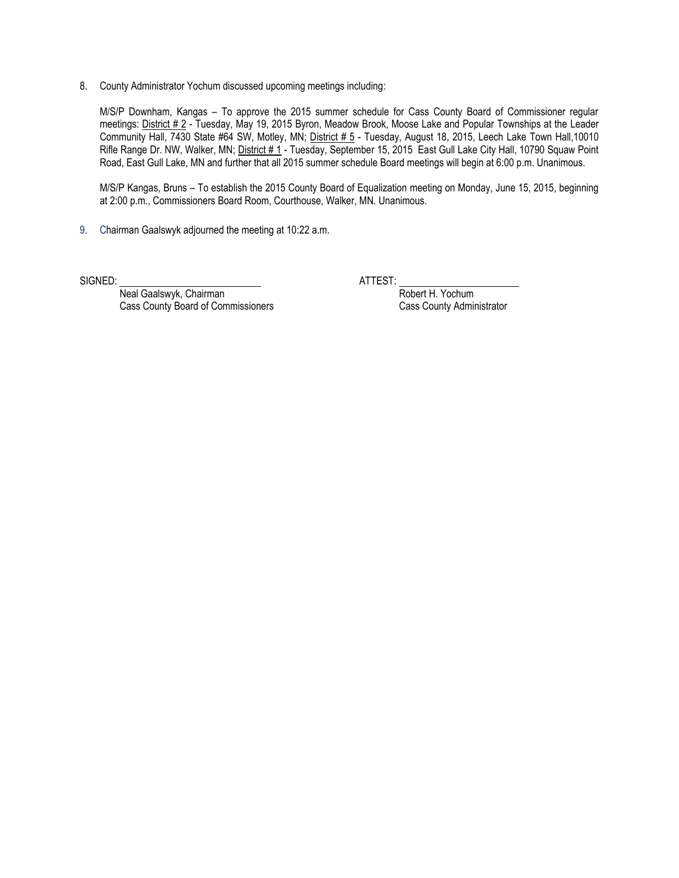8. County Administrator Yochum discussed upcoming meetings including:

   M/S/P Downham, Kangas – To approve the 2015 summer schedule for Cass County Board of Commissioner regular meetings: District # 2 - Tuesday, May 19, 2015 Byron, Meadow Brook, Moose Lake and Popular Townships at the Leader Community Hall, 7430 State #64 SW, Motley, MN; District # 5 - Tuesday, August 18, 2015, Leech Lake Town Hall,10010 Rifle Range Dr. NW, Walker, MN; District # 1 - Tuesday, September 15, 2015 East Gull Lake City Hall, 10790 Squaw Point Road, East Gull Lake, MN and further that all 2015 summer schedule Board meetings will begin at 6:00 p.m. Unanimous.

   M/S/P Kangas, Bruns – To establish the 2015 County Board of Equalization meeting on Monday, June 15, 2015, beginning at 2:00 p.m., Commissioners Board Room, Courthouse, Walker, MN. Unanimous.

9. Chairman Gaalswyk adjourned the meeting at 10:22 a.m.

SIGNED: ____________________________
Neal Gaalswyk, Chairman
Cass County Board of Commissioners

ATTEST: ________________________
Robert H. Yochum
Cass County Administrator